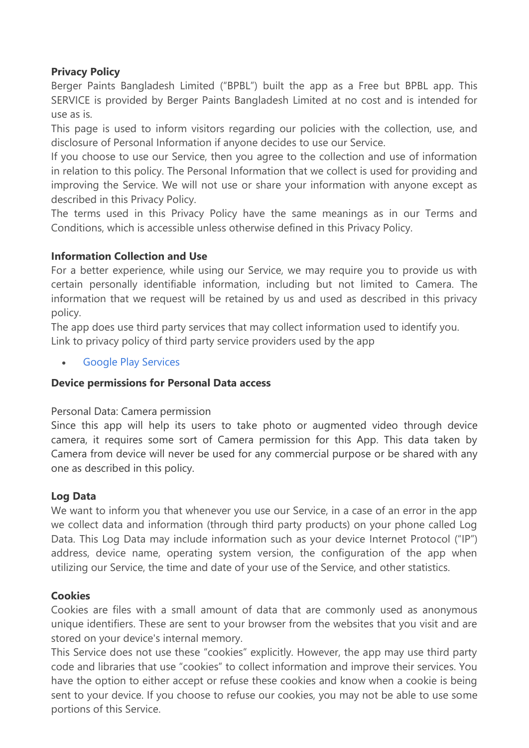**Privacy Policy**

Berger Paints Bangladesh Limited ("BPBL") built the app as a Free but BPBL app. This SERVICE is provided by Berger Paints Bangladesh Limited at no cost and is intended for use as is.

This page is used to inform visitors regarding our policies with the collection, use, and disclosure of Personal Information if anyone decides to use our Service.

If you choose to use our Service, then you agree to the collection and use of information in relation to this policy. The Personal Information that we collect is used for providing and improving the Service. We will not use or share your information with anyone except as described in this Privacy Policy.

The terms used in this Privacy Policy have the same meanings as in our Terms and Conditions, which is accessible unless otherwise defined in this Privacy Policy.

**Information Collection and Use**

For a better experience, while using our Service, we may require you to provide us with certain personally identifiable information, including but not limited to Camera. The information that we request will be retained by us and used as described in this privacy policy.

The app does use third party services that may collect information used to identify you.

Link to privacy policy of third party service providers used by the app

- Google Play Services

**Device permissions for Personal Data access**

Personal Data: Camera permission

Since this app will help its users to take photo or augmented video through device camera, it requires some sort of Camera permission for this App. This data taken by Camera from device will never be used for any commercial purpose or be shared with any one as described in this policy.

**Log Data**

We want to inform you that whenever you use our Service, in a case of an error in the app we collect data and information (through third party products) on your phone called Log Data. This Log Data may include information such as your device Internet Protocol ("IP") address, device name, operating system version, the configuration of the app when utilizing our Service, the time and date of your use of the Service, and other statistics.

**Cookies**

Cookies are files with a small amount of data that are commonly used as anonymous unique identifiers. These are sent to your browser from the websites that you visit and are stored on your device's internal memory.

This Service does not use these "cookies" explicitly. However, the app may use third party code and libraries that use "cookies" to collect information and improve their services. You have the option to either accept or refuse these cookies and know when a cookie is being sent to your device. If you choose to refuse our cookies, you may not be able to use some portions of this Service.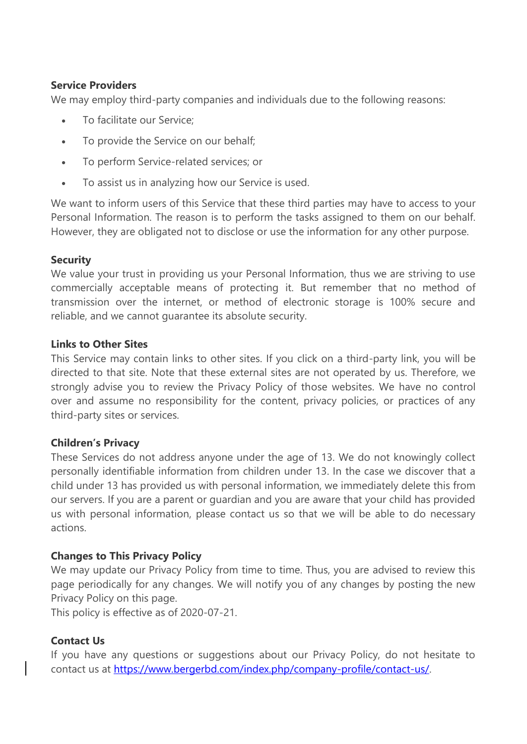**Service Providers**
We may employ third-party companies and individuals due to the following reasons:

- To facilitate our Service;
- To provide the Service on our behalf;
- To perform Service-related services; or
- To assist us in analyzing how our Service is used.

We want to inform users of this Service that these third parties may have to access to your Personal Information. The reason is to perform the tasks assigned to them on our behalf. However, they are obligated not to disclose or use the information for any other purpose.

**Security**
We value your trust in providing us your Personal Information, thus we are striving to use commercially acceptable means of protecting it. But remember that no method of transmission over the internet, or method of electronic storage is 100% secure and reliable, and we cannot guarantee its absolute security.

**Links to Other Sites**
This Service may contain links to other sites. If you click on a third-party link, you will be directed to that site. Note that these external sites are not operated by us. Therefore, we strongly advise you to review the Privacy Policy of those websites. We have no control over and assume no responsibility for the content, privacy policies, or practices of any third-party sites or services.

**Children's Privacy**
These Services do not address anyone under the age of 13. We do not knowingly collect personally identifiable information from children under 13. In the case we discover that a child under 13 has provided us with personal information, we immediately delete this from our servers. If you are a parent or guardian and you are aware that your child has provided us with personal information, please contact us so that we will be able to do necessary actions.

**Changes to This Privacy Policy**
We may update our Privacy Policy from time to time. Thus, you are advised to review this page periodically for any changes. We will notify you of any changes by posting the new Privacy Policy on this page.
This policy is effective as of 2020-07-21.

**Contact Us**
If you have any questions or suggestions about our Privacy Policy, do not hesitate to contact us at [https://www.bergerbd.com/index.php/company-profile/contact-us/](https://www.bergerbd.com/index.php/company-profile/contact-us/).